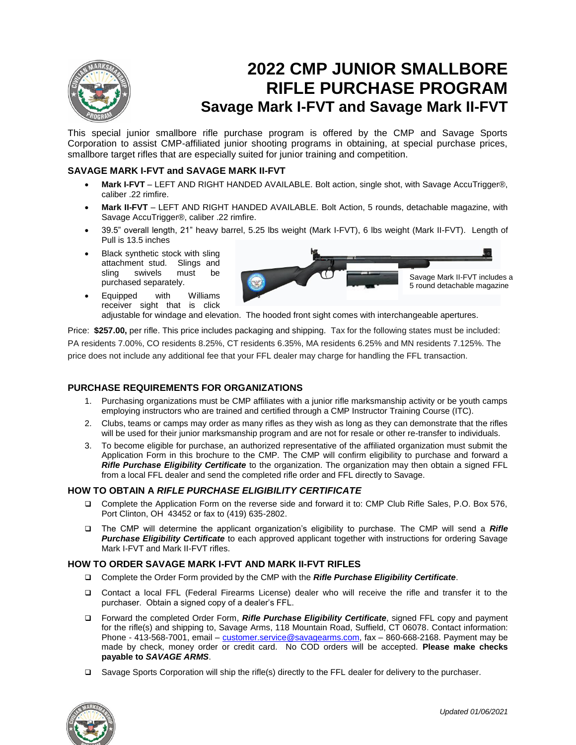# 2022 CMP JUNIOR SMALLBORE RIFLE PURCHASE PROGRAM

## Savage Mark I-FVT and Savage Mark II-FVT

This special junior smallbore rifle purchase program is offered by the CMP and Savage Sports Corporation to assist CMP-affiliated junior shooting programs in obtaining, at special purchase prices, smallbore target rifles that are especially suited for junior training and competition.

### SAVAGE MARK I-FVT and SAVAGE MARK II-FVT

- **Mark I-FVT** – LEFT AND RIGHT HANDED AVAILABLE. Bolt action, single shot, with Savage AccuTrigger®, caliber .22 rimfire.
- **Mark II-FVT** – LEFT AND RIGHT HANDED AVAILABLE. Bolt Action, 5 rounds, detachable magazine, with Savage AccuTrigger®, caliber .22 rimfire.
- 39.5" overall length, 21" heavy barrel, 5.25 lbs weight (Mark I-FVT), 6 lbs weight (Mark II-FVT). Length of Pull is 13.5 inches
- Black synthetic stock with sling attachment stud. Slings and sling swivels must be purchased separately.
- Equipped with Williams receiver sight that is click adjustable for windage and elevation. The hooded front sight comes with interchangeable apertures.

Savage Mark II-FVT includes a 5 round detachable magazine

Price: **$257.00,** per rifle. This price includes packaging and shipping. Tax for the following states must be included: PA residents 7.00%, CO residents 8.25%, CT residents 6.35%, MA residents 6.25% and MN residents 7.125%. The price does not include any additional fee that your FFL dealer may charge for handling the FFL transaction.

### PURCHASE REQUIREMENTS FOR ORGANIZATIONS

1. Purchasing organizations must be CMP affiliates with a junior rifle marksmanship activity or be youth camps employing instructors who are trained and certified through a CMP Instructor Training Course (ITC).
2. Clubs, teams or camps may order as many rifles as they wish as long as they can demonstrate that the rifles will be used for their junior marksmanship program and are not for resale or other re-transfer to individuals.
3. To become eligible for purchase, an authorized representative of the affiliated organization must submit the Application Form in this brochure to the CMP. The CMP will confirm eligibility to purchase and forward a ***Rifle Purchase Eligibility Certificate*** to the organization. The organization may then obtain a signed FFL from a local FFL dealer and send the completed rifle order and FFL directly to Savage.

### HOW TO OBTAIN A *RIFLE PURCHASE ELIGIBILITY CERTIFICATE*

- ❑ Complete the Application Form on the reverse side and forward it to: CMP Club Rifle Sales, P.O. Box 576, Port Clinton, OH 43452 or fax to (419) 635-2802.
- ❑ The CMP will determine the applicant organization's eligibility to purchase. The CMP will send a ***Rifle Purchase Eligibility Certificate*** to each approved applicant together with instructions for ordering Savage Mark I-FVT and Mark II-FVT rifles.

### HOW TO ORDER SAVAGE MARK I-FVT AND MARK II-FVT RIFLES

- ❑ Complete the Order Form provided by the CMP with the ***Rifle Purchase Eligibility Certificate***.
- ❑ Contact a local FFL (Federal Firearms License) dealer who will receive the rifle and transfer it to the purchaser. Obtain a signed copy of a dealer's FFL.
- ❑ Forward the completed Order Form, ***Rifle Purchase Eligibility Certificate***, signed FFL copy and payment for the rifle(s) and shipping to, Savage Arms, 118 Mountain Road, Suffield, CT 06078. Contact information: Phone - 413-568-7001, email – customer.service@savagearms.com, fax – 860-668-2168. Payment may be made by check, money order or credit card. No COD orders will be accepted. **Please make checks payable to *SAVAGE ARMS***.
- ❑ Savage Sports Corporation will ship the rifle(s) directly to the FFL dealer for delivery to the purchaser.

*Updated 01/06/2021*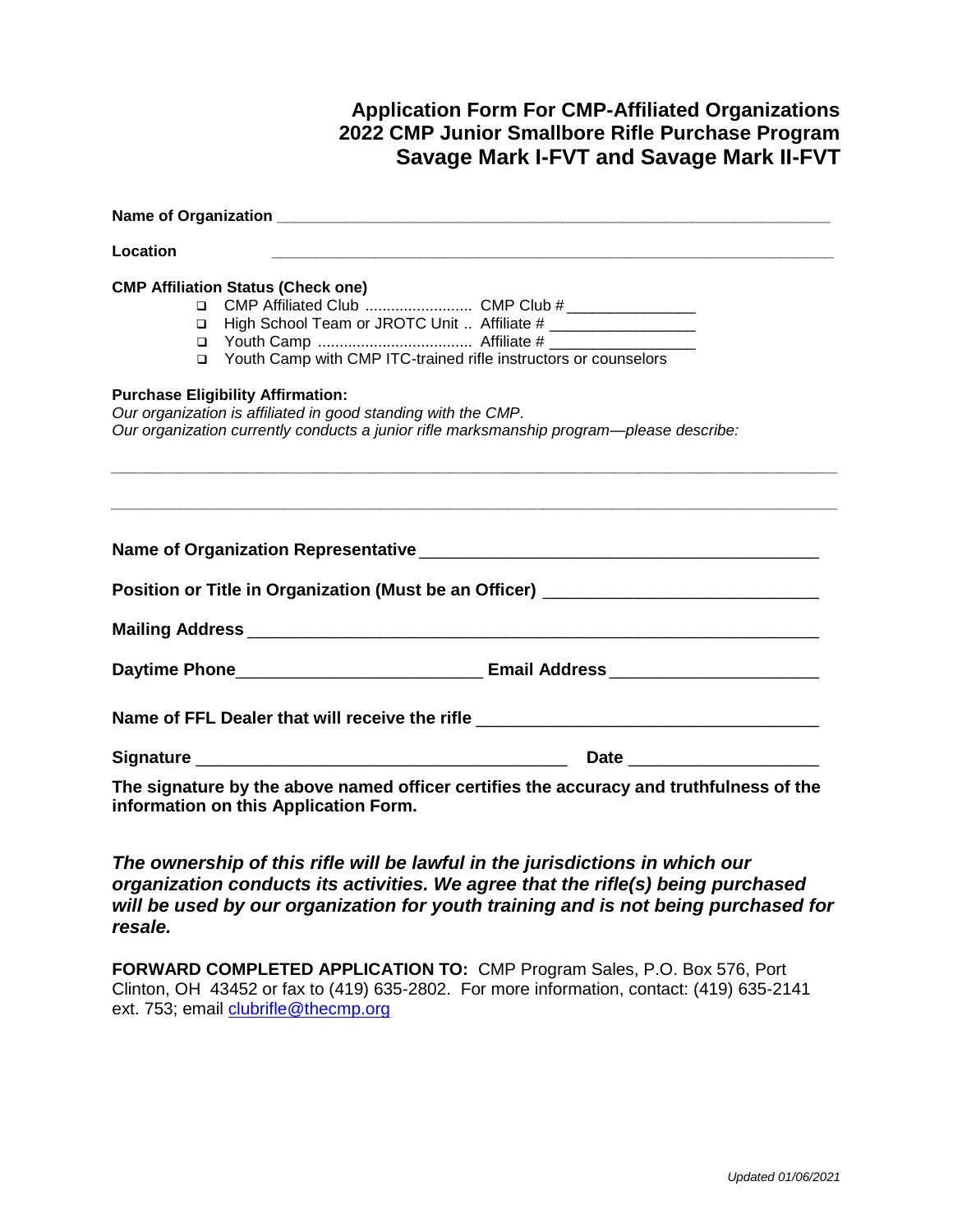# Application Form For CMP-Affiliated Organizations
# 2022 CMP Junior Smallbore Rifle Purchase Program
# Savage Mark I-FVT and Savage Mark II-FVT

**Name of Organization** ______________________________________________________________

**Location** ______________________________________________________________

**CMP Affiliation Status (Check one)**

- ❑ CMP Affiliated Club ........................ CMP Club # ______________
- ❑ High School Team or JROTC Unit .. Affiliate # ________________
- ❑ Youth Camp ................................... Affiliate # ________________
- ❑ Youth Camp with CMP ITC-trained rifle instructors or counselors

**Purchase Eligibility Affirmation:**

*Our organization is affiliated in good standing with the CMP.*

*Our organization currently conducts a junior rifle marksmanship program—please describe:*

________________________________________________________________________________

________________________________________________________________________________

**Name of Organization Representative** ________________________________________

**Position or Title in Organization (Must be an Officer)** ___________________________

**Mailing Address** ______________________________________________________________

**Daytime Phone** ________________________ **Email Address** _____________________

**Name of FFL Dealer that will receive the rifle** ___________________________________

**Signature** ____________________________________ **Date** __________________

**The signature by the above named officer certifies the accuracy and truthfulness of the information on this Application Form.**

***The ownership of this rifle will be lawful in the jurisdictions in which our organization conducts its activities. We agree that the rifle(s) being purchased will be used by our organization for youth training and is not being purchased for resale.***

**FORWARD COMPLETED APPLICATION TO:** CMP Program Sales, P.O. Box 576, Port Clinton, OH 43452 or fax to (419) 635-2802. For more information, contact: (419) 635-2141 ext. 753; email clubrifle@thecmp.org

*Updated 01/06/2021*